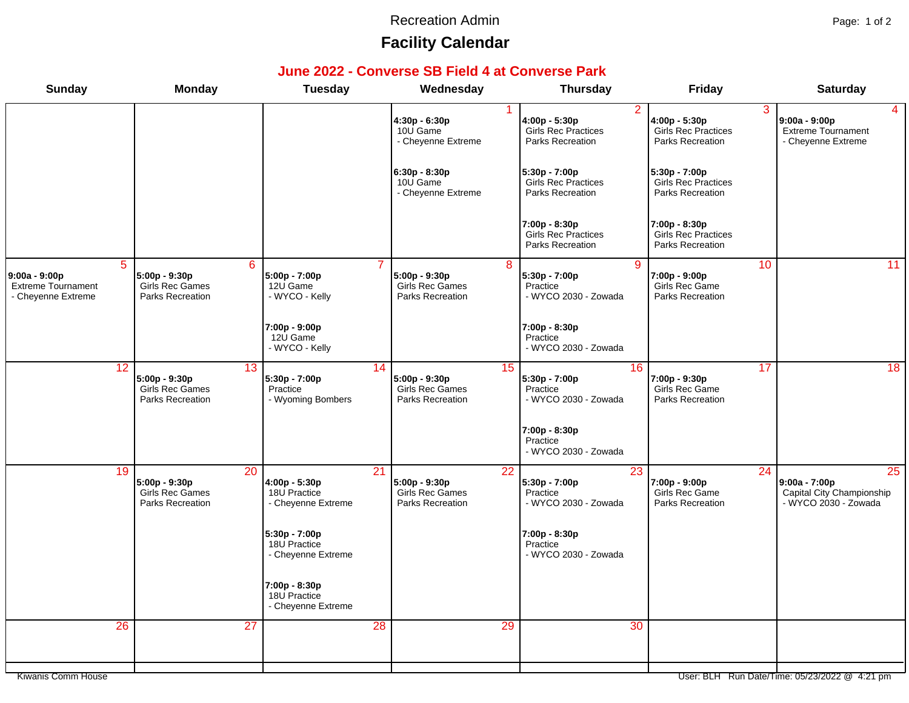Recreation Admin

# Facility Calendar

## June 2022 - Converse SB Field 4 at Converse Park

| Sunday | Monday | Tuesday | Wednesday | Thursday | Friday | Saturday |
|---|---|---|---|---|---|---|
| | | | 1<br>**4:30p - 6:30p**<br>10U Game<br>- Cheyenne Extreme<br><br>**6:30p - 8:30p**<br>10U Game<br>- Cheyenne Extreme | 2<br>**4:00p - 5:30p**<br>Girls Rec Practices<br>Parks Recreation<br><br>**5:30p - 7:00p**<br>Girls Rec Practices<br>Parks Recreation<br><br>**7:00p - 8:30p**<br>Girls Rec Practices<br>Parks Recreation | 3<br>**4:00p - 5:30p**<br>Girls Rec Practices<br>Parks Recreation<br><br>**5:30p - 7:00p**<br>Girls Rec Practices<br>Parks Recreation<br><br>**7:00p - 8:30p**<br>Girls Rec Practices<br>Parks Recreation | 4<br>**9:00a - 9:00p**<br>Extreme Tournament<br>- Cheyenne Extreme |
| 5<br>**9:00a - 9:00p**<br>Extreme Tournament<br>- Cheyenne Extreme | 6<br>**5:00p - 9:30p**<br>Girls Rec Games<br>Parks Recreation | 7<br>**5:00p - 7:00p**<br>12U Game<br>- WYCO - Kelly<br><br>**7:00p - 9:00p**<br>12U Game<br>- WYCO - Kelly | 8<br>**5:00p - 9:30p**<br>Girls Rec Games<br>Parks Recreation | 9<br>**5:30p - 7:00p**<br>Practice<br>- WYCO 2030 - Zowada<br><br>**7:00p - 8:30p**<br>Practice<br>- WYCO 2030 - Zowada | 10<br>**7:00p - 9:00p**<br>Girls Rec Game<br>Parks Recreation | 11 |
| 12 | 13<br>**5:00p - 9:30p**<br>Girls Rec Games<br>Parks Recreation | 14<br>**5:30p - 7:00p**<br>Practice<br>- Wyoming Bombers | 15<br>**5:00p - 9:30p**<br>Girls Rec Games<br>Parks Recreation | 16<br>**5:30p - 7:00p**<br>Practice<br>- WYCO 2030 - Zowada<br><br>**7:00p - 8:30p**<br>Practice<br>- WYCO 2030 - Zowada | 17<br>**7:00p - 9:30p**<br>Girls Rec Game<br>Parks Recreation | 18 |
| 19 | 20<br>**5:00p - 9:30p**<br>Girls Rec Games<br>Parks Recreation | 21<br>**4:00p - 5:30p**<br>18U Practice<br>- Cheyenne Extreme<br><br>**5:30p - 7:00p**<br>18U Practice<br>- Cheyenne Extreme<br><br>**7:00p - 8:30p**<br>18U Practice<br>- Cheyenne Extreme | 22<br>**5:00p - 9:30p**<br>Girls Rec Games<br>Parks Recreation | 23<br>**5:30p - 7:00p**<br>Practice<br>- WYCO 2030 - Zowada<br><br>**7:00p - 8:30p**<br>Practice<br>- WYCO 2030 - Zowada | 24<br>**7:00p - 9:00p**<br>Girls Rec Game<br>Parks Recreation | 25<br>**9:00a - 7:00p**<br>Capital City Championship<br>- WYCO 2030 - Zowada |
| 26 | 27 | 28 | 29 | 30 | | |

Kiwanis Comm House

User: BLH Run Date/Time: 05/23/2022 @ 4:21 pm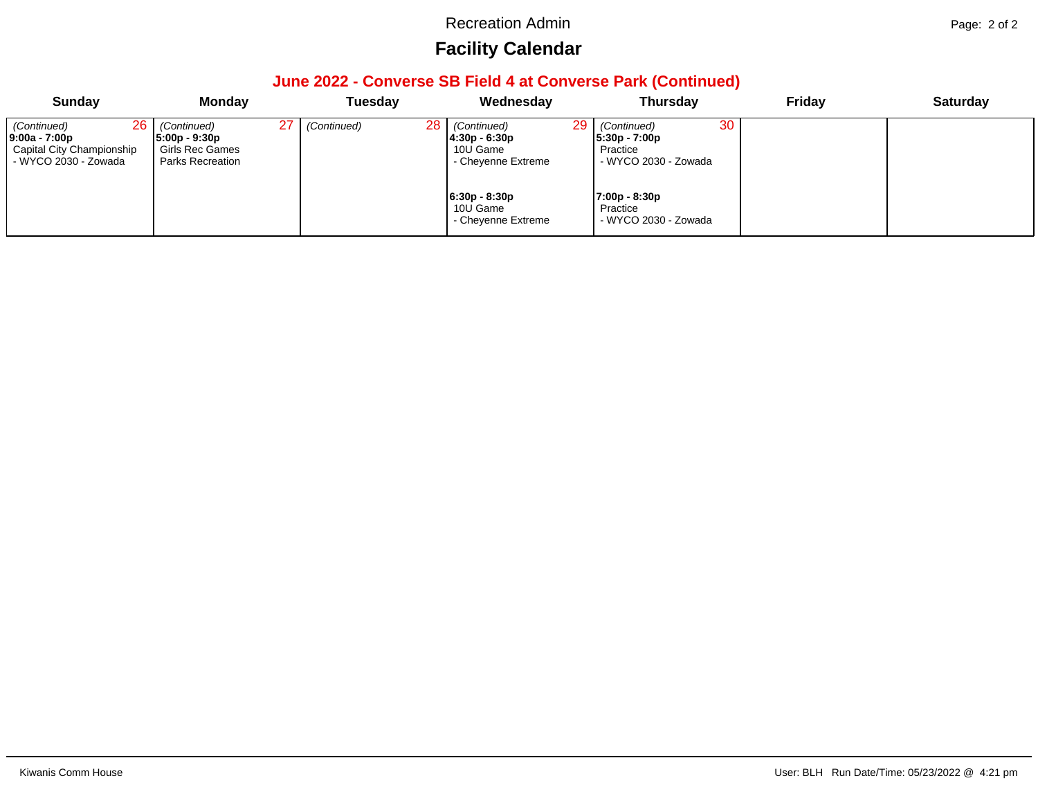Recreation Admin

# Facility Calendar

## June 2022 - Converse SB Field 4 at Converse Park (Continued)

| Sunday | Monday | Tuesday | Wednesday | Thursday | Friday | Saturday |
|---|---|---|---|---|---|---|
| 26 *(Continued)* **9:00a - 7:00p** Capital City Championship - WYCO 2030 - Zowada | 27 *(Continued)* **5:00p - 9:30p** Girls Rec Games Parks Recreation | 28 *(Continued)* | 29 *(Continued)* **4:30p - 6:30p** 10U Game - Cheyenne Extreme **6:30p - 8:30p** 10U Game - Cheyenne Extreme | 30 *(Continued)* **5:30p - 7:00p** Practice - WYCO 2030 - Zowada **7:00p - 8:30p** Practice - WYCO 2030 - Zowada | | |

Kiwanis Comm House

User: BLH Run Date/Time: 05/23/2022 @ 4:21 pm